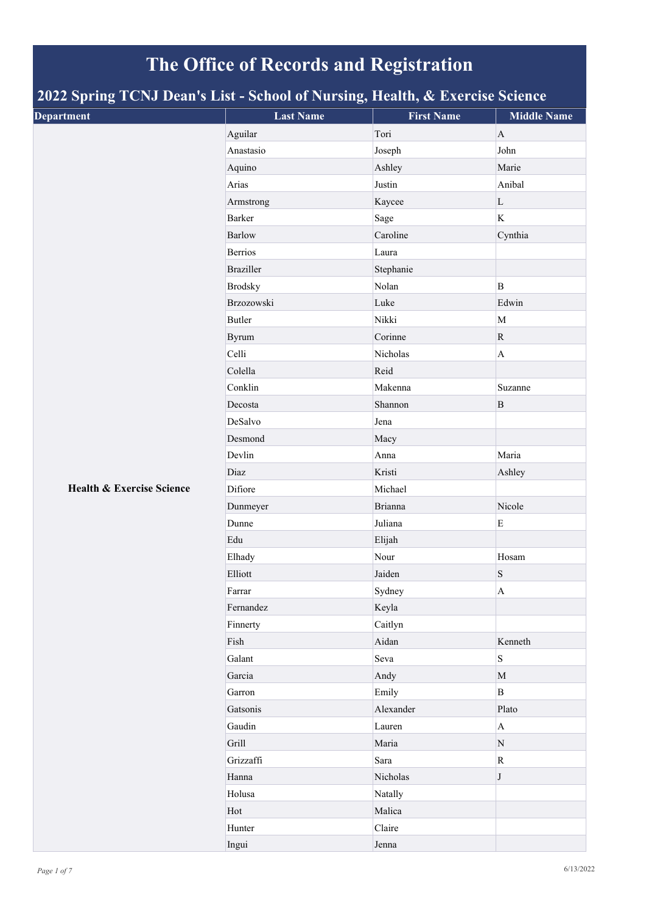# The Office of Records and Registration

## 2022 Spring TCNJ Dean's List - School of Nursing, Health, & Exercise Science

| Department | Last Name | First Name | Middle Name |
|---|---|---|---|
| **Health & Exercise Science** | Aguilar | Tori | A |
| | Anastasio | Joseph | John |
| | Aquino | Ashley | Marie |
| | Arias | Justin | Anibal |
| | Armstrong | Kaycee | L |
| | Barker | Sage | K |
| | Barlow | Caroline | Cynthia |
| | Berrios | Laura | |
| | Braziller | Stephanie | |
| | Brodsky | Nolan | B |
| | Brzozowski | Luke | Edwin |
| | Butler | Nikki | M |
| | Byrum | Corinne | R |
| | Celli | Nicholas | A |
| | Colella | Reid | |
| | Conklin | Makenna | Suzanne |
| | Decosta | Shannon | B |
| | DeSalvo | Jena | |
| | Desmond | Macy | |
| | Devlin | Anna | Maria |
| | Diaz | Kristi | Ashley |
| | Difiore | Michael | |
| | Dunmeyer | Brianna | Nicole |
| | Dunne | Juliana | E |
| | Edu | Elijah | |
| | Elhady | Nour | Hosam |
| | Elliott | Jaiden | S |
| | Farrar | Sydney | A |
| | Fernandez | Keyla | |
| | Finnerty | Caitlyn | |
| | Fish | Aidan | Kenneth |
| | Galant | Seva | S |
| | Garcia | Andy | M |
| | Garron | Emily | B |
| | Gatsonis | Alexander | Plato |
| | Gaudin | Lauren | A |
| | Grill | Maria | N |
| | Grizzaffi | Sara | R |
| | Hanna | Nicholas | J |
| | Holusa | Natally | |
| | Hot | Malica | |
| | Hunter | Claire | |
| | Ingui | Jenna | |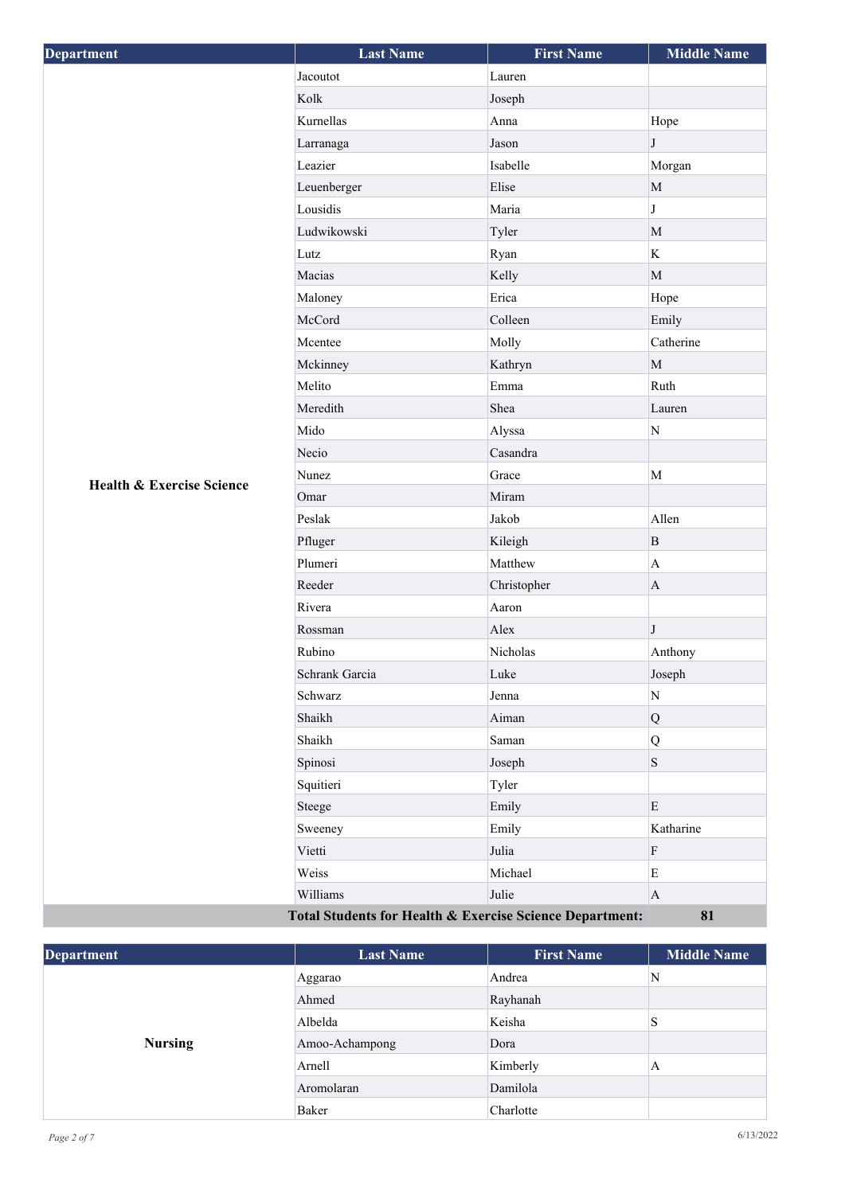| Department | Last Name | First Name | Middle Name |
|---|---|---|---|
| Health & Exercise Science | Jacoutot | Lauren | |
| | Kolk | Joseph | |
| | Kurnellas | Anna | Hope |
| | Larranaga | Jason | J |
| | Leazier | Isabelle | Morgan |
| | Leuenberger | Elise | M |
| | Lousidis | Maria | J |
| | Ludwikowski | Tyler | M |
| | Lutz | Ryan | K |
| | Macias | Kelly | M |
| | Maloney | Erica | Hope |
| | McCord | Colleen | Emily |
| | Mcentee | Molly | Catherine |
| | Mckinney | Kathryn | M |
| | Melito | Emma | Ruth |
| | Meredith | Shea | Lauren |
| | Mido | Alyssa | N |
| | Necio | Casandra | |
| | Nunez | Grace | M |
| | Omar | Miram | |
| | Peslak | Jakob | Allen |
| | Pfluger | Kileigh | B |
| | Plumeri | Matthew | A |
| | Reeder | Christopher | A |
| | Rivera | Aaron | |
| | Rossman | Alex | J |
| | Rubino | Nicholas | Anthony |
| | Schrank Garcia | Luke | Joseph |
| | Schwarz | Jenna | N |
| | Shaikh | Aiman | Q |
| | Shaikh | Saman | Q |
| | Spinosi | Joseph | S |
| | Squitieri | Tyler | |
| | Steege | Emily | E |
| | Sweeney | Emily | Katharine |
| | Vietti | Julia | F |
| | Weiss | Michael | E |
| | Williams | Julie | A |
| **Total Students for Health & Exercise Science Department:** | | | **81** |

| Department | Last Name | First Name | Middle Name |
|---|---|---|---|
| Nursing | Aggarao | Andrea | N |
| | Ahmed | Rayhanah | |
| | Albelda | Keisha | S |
| | Amoo-Achampong | Dora | |
| | Arnell | Kimberly | A |
| | Aromolaran | Damilola | |
| | Baker | Charlotte | |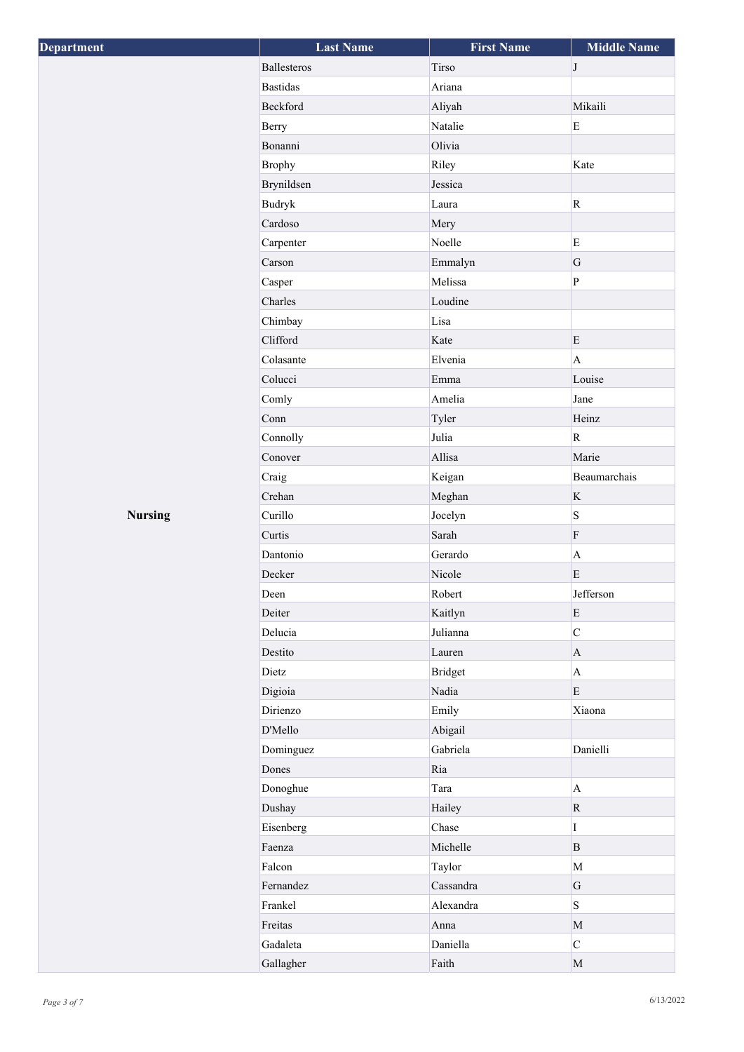| Department | Last Name | First Name | Middle Name |
| --- | --- | --- | --- |
| Nursing | Ballesteros | Tirso | J |
| | Bastidas | Ariana | |
| | Beckford | Aliyah | Mikaili |
| | Berry | Natalie | E |
| | Bonanni | Olivia | |
| | Brophy | Riley | Kate |
| | Brynildsen | Jessica | |
| | Budryk | Laura | R |
| | Cardoso | Mery | |
| | Carpenter | Noelle | E |
| | Carson | Emmalyn | G |
| | Casper | Melissa | P |
| | Charles | Loudine | |
| | Chimbay | Lisa | |
| | Clifford | Kate | E |
| | Colasante | Elvenia | A |
| | Colucci | Emma | Louise |
| | Comly | Amelia | Jane |
| | Conn | Tyler | Heinz |
| | Connolly | Julia | R |
| | Conover | Allisa | Marie |
| | Craig | Keigan | Beaumarchais |
| | Crehan | Meghan | K |
| | Curillo | Jocelyn | S |
| | Curtis | Sarah | F |
| | Dantonio | Gerardo | A |
| | Decker | Nicole | E |
| | Deen | Robert | Jefferson |
| | Deiter | Kaitlyn | E |
| | Delucia | Julianna | C |
| | Destito | Lauren | A |
| | Dietz | Bridget | A |
| | Digioia | Nadia | E |
| | Dirienzo | Emily | Xiaona |
| | D'Mello | Abigail | |
| | Dominguez | Gabriela | Danielli |
| | Dones | Ria | |
| | Donoghue | Tara | A |
| | Dushay | Hailey | R |
| | Eisenberg | Chase | I |
| | Faenza | Michelle | B |
| | Falcon | Taylor | M |
| | Fernandez | Cassandra | G |
| | Frankel | Alexandra | S |
| | Freitas | Anna | M |
| | Gadaleta | Daniella | C |
| | Gallagher | Faith | M |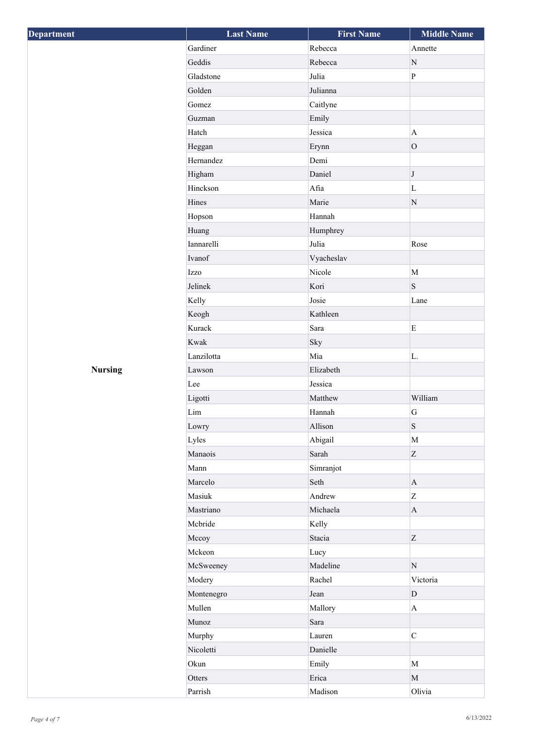| Department | Last Name | First Name | Middle Name |
| --- | --- | --- | --- |
| Nursing | Gardiner | Rebecca | Annette |
| | Geddis | Rebecca | N |
| | Gladstone | Julia | P |
| | Golden | Julianna | |
| | Gomez | Caitlyne | |
| | Guzman | Emily | |
| | Hatch | Jessica | A |
| | Heggan | Erynn | O |
| | Hernandez | Demi | |
| | Higham | Daniel | J |
| | Hinckson | Afia | L |
| | Hines | Marie | N |
| | Hopson | Hannah | |
| | Huang | Humphrey | |
| | Iannarelli | Julia | Rose |
| | Ivanof | Vyacheslav | |
| | Izzo | Nicole | M |
| | Jelinek | Kori | S |
| | Kelly | Josie | Lane |
| | Keogh | Kathleen | |
| | Kurack | Sara | E |
| | Kwak | Sky | |
| | Lanzilotta | Mia | L. |
| | Lawson | Elizabeth | |
| | Lee | Jessica | |
| | Ligotti | Matthew | William |
| | Lim | Hannah | G |
| | Lowry | Allison | S |
| | Lyles | Abigail | M |
| | Manaois | Sarah | Z |
| | Mann | Simranjot | |
| | Marcelo | Seth | A |
| | Masiuk | Andrew | Z |
| | Mastriano | Michaela | A |
| | Mcbride | Kelly | |
| | Mccoy | Stacia | Z |
| | Mckeon | Lucy | |
| | McSweeney | Madeline | N |
| | Modery | Rachel | Victoria |
| | Montenegro | Jean | D |
| | Mullen | Mallory | A |
| | Munoz | Sara | |
| | Murphy | Lauren | C |
| | Nicoletti | Danielle | |
| | Okun | Emily | M |
| | Otters | Erica | M |
| | Parrish | Madison | Olivia |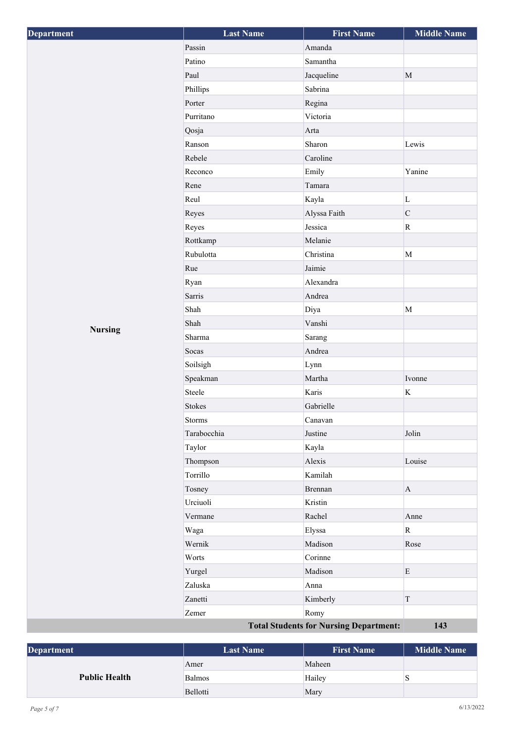| Department | Last Name | First Name | Middle Name |
| --- | --- | --- | --- |
| Nursing | Passin | Amanda | |
| | Patino | Samantha | |
| | Paul | Jacqueline | M |
| | Phillips | Sabrina | |
| | Porter | Regina | |
| | Purritano | Victoria | |
| | Qosja | Arta | |
| | Ranson | Sharon | Lewis |
| | Rebele | Caroline | |
| | Reconco | Emily | Yanine |
| | Rene | Tamara | |
| | Reul | Kayla | L |
| | Reyes | Alyssa Faith | C |
| | Reyes | Jessica | R |
| | Rottkamp | Melanie | |
| | Rubulotta | Christina | M |
| | Rue | Jaimie | |
| | Ryan | Alexandra | |
| | Sarris | Andrea | |
| | Shah | Diya | M |
| | Shah | Vanshi | |
| | Sharma | Sarang | |
| | Socas | Andrea | |
| | Soilsigh | Lynn | |
| | Speakman | Martha | Ivonne |
| | Steele | Karis | K |
| | Stokes | Gabrielle | |
| | Storms | Canavan | |
| | Tarabocchia | Justine | Jolin |
| | Taylor | Kayla | |
| | Thompson | Alexis | Louise |
| | Torrillo | Kamilah | |
| | Tosney | Brennan | A |
| | Urciuoli | Kristin | |
| | Vermane | Rachel | Anne |
| | Waga | Elyssa | R |
| | Wernik | Madison | Rose |
| | Worts | Corinne | |
| | Yurgel | Madison | E |
| | Zaluska | Anna | |
| | Zanetti | Kimberly | T |
| | Zemer | Romy | |
| | | **Total Students for Nursing Department:** | **143** |

| Department | Last Name | First Name | Middle Name |
| --- | --- | --- | --- |
| Public Health | Amer | Maheen | |
| | Balmos | Hailey | S |
| | Bellotti | Mary | |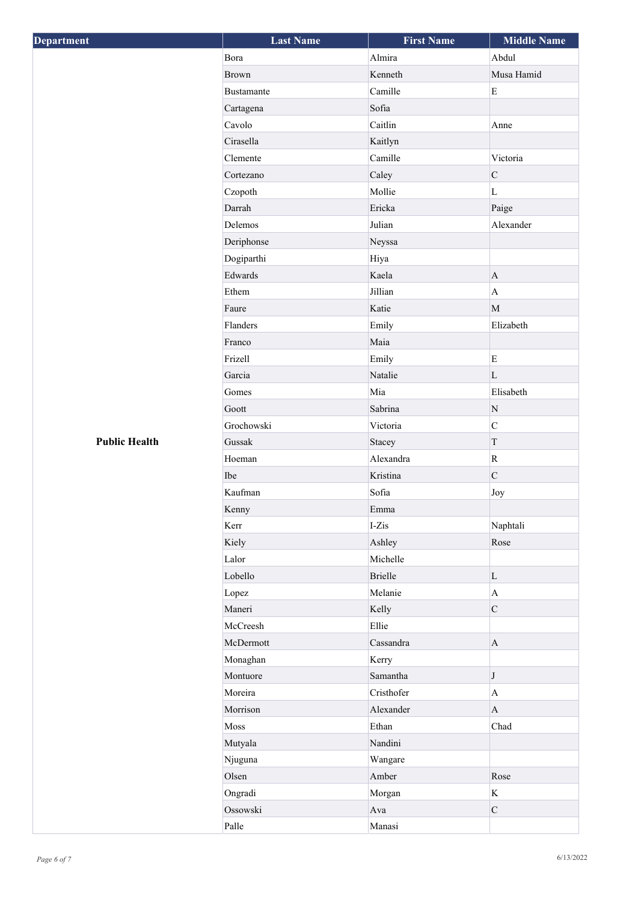| Department | Last Name | First Name | Middle Name |
| --- | --- | --- | --- |
| Public Health | Bora | Almira | Abdul |
| | Brown | Kenneth | Musa Hamid |
| | Bustamante | Camille | E |
| | Cartagena | Sofia | |
| | Cavolo | Caitlin | Anne |
| | Cirasella | Kaitlyn | |
| | Clemente | Camille | Victoria |
| | Cortezano | Caley | C |
| | Czopoth | Mollie | L |
| | Darrah | Ericka | Paige |
| | Delemos | Julian | Alexander |
| | Deriphonse | Neyssa | |
| | Dogiparthi | Hiya | |
| | Edwards | Kaela | A |
| | Ethem | Jillian | A |
| | Faure | Katie | M |
| | Flanders | Emily | Elizabeth |
| | Franco | Maia | |
| | Frizell | Emily | E |
| | Garcia | Natalie | L |
| | Gomes | Mia | Elisabeth |
| | Goott | Sabrina | N |
| | Grochowski | Victoria | C |
| | Gussak | Stacey | T |
| | Hoeman | Alexandra | R |
| | Ibe | Kristina | C |
| | Kaufman | Sofia | Joy |
| | Kenny | Emma | |
| | Kerr | I-Zis | Naphtali |
| | Kiely | Ashley | Rose |
| | Lalor | Michelle | |
| | Lobello | Brielle | L |
| | Lopez | Melanie | A |
| | Maneri | Kelly | C |
| | McCreesh | Ellie | |
| | McDermott | Cassandra | A |
| | Monaghan | Kerry | |
| | Montuore | Samantha | J |
| | Moreira | Cristhofer | A |
| | Morrison | Alexander | A |
| | Moss | Ethan | Chad |
| | Mutyala | Nandini | |
| | Njuguna | Wangare | |
| | Olsen | Amber | Rose |
| | Ongradi | Morgan | K |
| | Ossowski | Ava | C |
| | Palle | Manasi | |

6/13/2022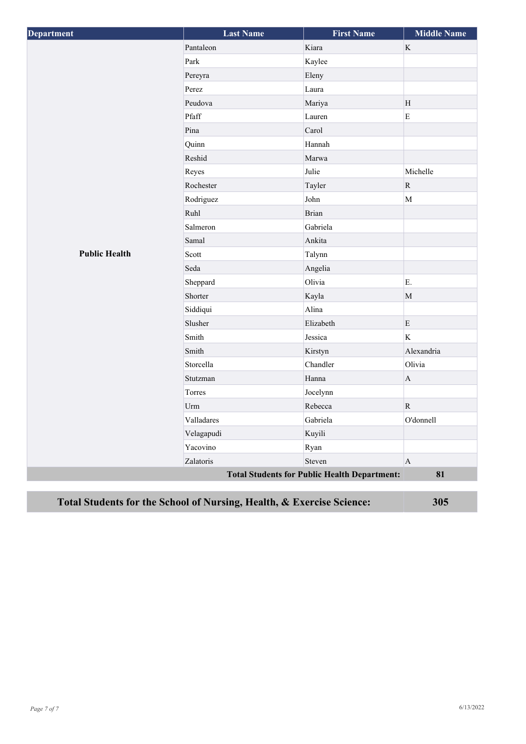| Department | Last Name | First Name | Middle Name |
| --- | --- | --- | --- |
| Public Health | Pantaleon | Kiara | K |
| | Park | Kaylee | |
| | Pereyra | Eleny | |
| | Perez | Laura | |
| | Peudova | Mariya | H |
| | Pfaff | Lauren | E |
| | Pina | Carol | |
| | Quinn | Hannah | |
| | Reshid | Marwa | |
| | Reyes | Julie | Michelle |
| | Rochester | Tayler | R |
| | Rodriguez | John | M |
| | Ruhl | Brian | |
| | Salmeron | Gabriela | |
| | Samal | Ankita | |
| | Scott | Talynn | |
| | Seda | Angelia | |
| | Sheppard | Olivia | E. |
| | Shorter | Kayla | M |
| | Siddiqui | Alina | |
| | Slusher | Elizabeth | E |
| | Smith | Jessica | K |
| | Smith | Kirstyn | Alexandria |
| | Storcella | Chandler | Olivia |
| | Stutzman | Hanna | A |
| | Torres | Jocelynn | |
| | Urm | Rebecca | R |
| | Valladares | Gabriela | O'donnell |
| | Velagapudi | Kuyili | |
| | Yacovino | Ryan | |
| | Zalatoris | Steven | A |
| | | **Total Students for Public Health Department:** | **81** |

| | |
| --- | --- |
| **Total Students for the School of Nursing, Health, & Exercise Science:** | **305** |